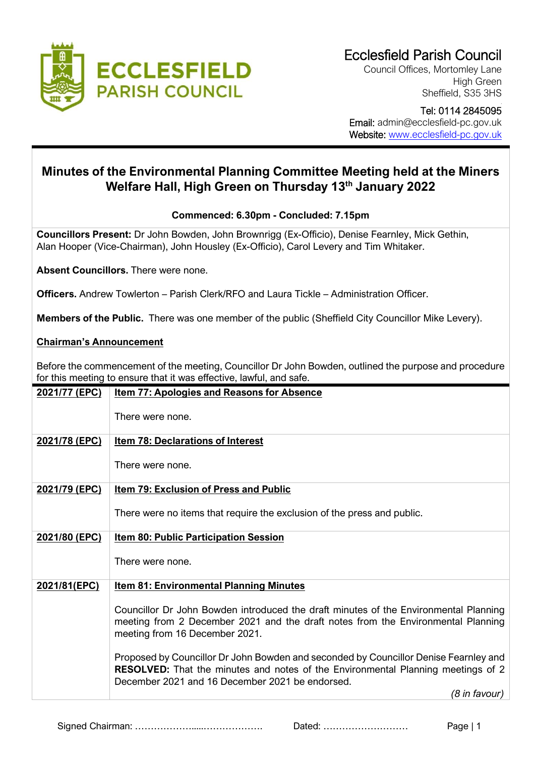Ecclesfield Parish Council
Council Offices, Mortomley Lane
High Green
Sheffield, S35 3HS

Tel: 0114 2845095
Email: admin@ecclesfield-pc.gov.uk
Website: www.ecclesfield-pc.gov.uk

# Minutes of the Environmental Planning Committee Meeting held at the Miners Welfare Hall, High Green on Thursday 13th January 2022

**Commenced: 6.30pm - Concluded: 7.15pm**

**Councillors Present:** Dr John Bowden, John Brownrigg (Ex-Officio), Denise Fearnley, Mick Gethin, Alan Hooper (Vice-Chairman), John Housley (Ex-Officio), Carol Levery and Tim Whitaker.

**Absent Councillors.** There were none.

**Officers.** Andrew Towlerton – Parish Clerk/RFO and Laura Tickle – Administration Officer.

**Members of the Public.** There was one member of the public (Sheffield City Councillor Mike Levery).

**Chairman's Announcement**

Before the commencement of the meeting, Councillor Dr John Bowden, outlined the purpose and procedure for this meeting to ensure that it was effective, lawful, and safe.

| | |
|---|---|
| **2021/77 (EPC)** | **Item 77: Apologies and Reasons for Absence**<br><br>There were none. |
| **2021/78 (EPC)** | **Item 78: Declarations of Interest**<br><br>There were none. |
| **2021/79 (EPC)** | **Item 79: Exclusion of Press and Public**<br><br>There were no items that require the exclusion of the press and public. |
| **2021/80 (EPC)** | **Item 80: Public Participation Session**<br><br>There were none. |
| **2021/81(EPC)** | **Item 81: Environmental Planning Minutes**<br><br>Councillor Dr John Bowden introduced the draft minutes of the Environmental Planning meeting from 2 December 2021 and the draft notes from the Environmental Planning meeting from 16 December 2021.<br><br>Proposed by Councillor Dr John Bowden and seconded by Councillor Denise Fearnley and **RESOLVED:** That the minutes and notes of the Environmental Planning meetings of 2 December 2021 and 16 December 2021 be endorsed.<br><br>*(8 in favour)* |

Signed Chairman: ………………….....………………. Dated: ………………………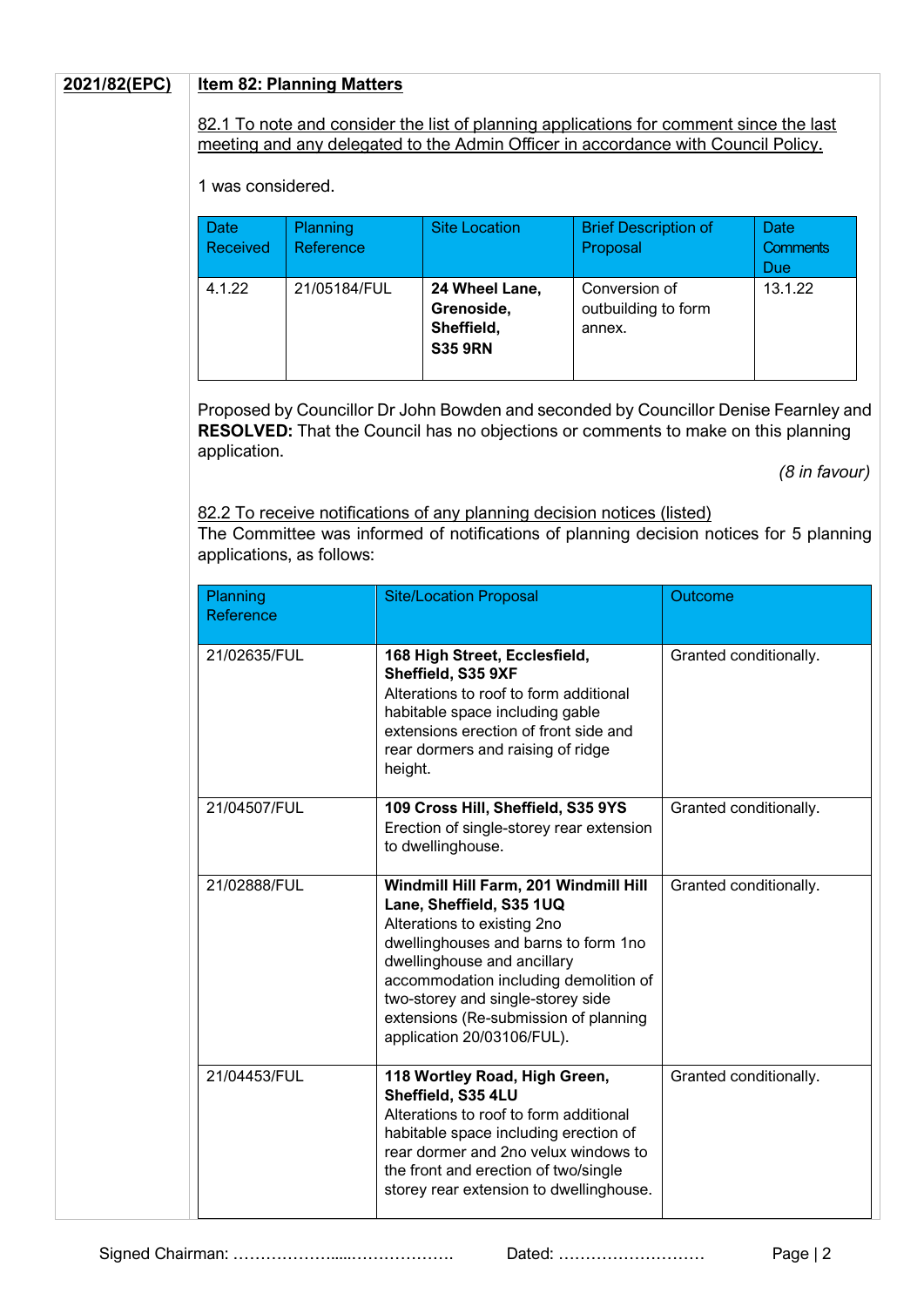**2021/82(EPC)** **Item 82: Planning Matters**

82.1 To note and consider the list of planning applications for comment since the last meeting and any delegated to the Admin Officer in accordance with Council Policy.

1 was considered.

| Date Received | Planning Reference | Site Location | Brief Description of Proposal | Date Comments Due |
|---|---|---|---|---|
| 4.1.22 | 21/05184/FUL | **24 Wheel Lane, Grenoside, Sheffield, S35 9RN** | Conversion of outbuilding to form annex. | 13.1.22 |

Proposed by Councillor Dr John Bowden and seconded by Councillor Denise Fearnley and **RESOLVED:** That the Council has no objections or comments to make on this planning application.

*(8 in favour)*

82.2 To receive notifications of any planning decision notices (listed)
The Committee was informed of notifications of planning decision notices for 5 planning applications, as follows:

| Planning Reference | Site/Location Proposal | Outcome |
|---|---|---|
| 21/02635/FUL | **168 High Street, Ecclesfield, Sheffield, S35 9XF** Alterations to roof to form additional habitable space including gable extensions erection of front side and rear dormers and raising of ridge height. | Granted conditionally. |
| 21/04507/FUL | **109 Cross Hill, Sheffield, S35 9YS** Erection of single-storey rear extension to dwellinghouse. | Granted conditionally. |
| 21/02888/FUL | **Windmill Hill Farm, 201 Windmill Hill Lane, Sheffield, S35 1UQ** Alterations to existing 2no dwellinghouses and barns to form 1no dwellinghouse and ancillary accommodation including demolition of two-storey and single-storey side extensions (Re-submission of planning application 20/03106/FUL). | Granted conditionally. |
| 21/04453/FUL | **118 Wortley Road, High Green, Sheffield, S35 4LU** Alterations to roof to form additional habitable space including erection of rear dormer and 2no velux windows to the front and erection of two/single storey rear extension to dwellinghouse. | Granted conditionally. |

Signed Chairman: ………………....………………  Dated: ………………………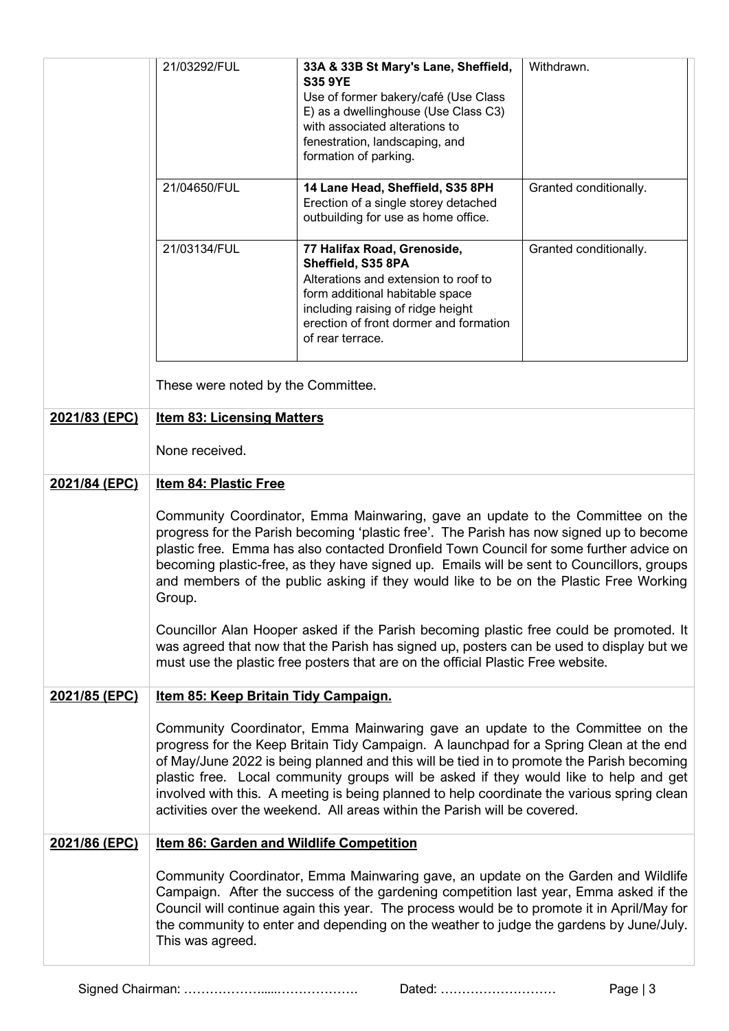| | | | |
|---|---|---|---|
| | 21/03292/FUL | **33A & 33B St Mary's Lane, Sheffield, S35 9YE** Use of former bakery/café (Use Class E) as a dwellinghouse (Use Class C3) with associated alterations to fenestration, landscaping, and formation of parking. | Withdrawn. |
| | 21/04650/FUL | **14 Lane Head, Sheffield, S35 8PH** Erection of a single storey detached outbuilding for use as home office. | Granted conditionally. |
| | 21/03134/FUL | **77 Halifax Road, Grenoside, Sheffield, S35 8PA** Alterations and extension to roof to form additional habitable space including raising of ridge height erection of front dormer and formation of rear terrace. | Granted conditionally. |

These were noted by the Committee.

**2021/83 (EPC)** **Item 83: Licensing Matters**

None received.

**2021/84 (EPC)** **Item 84: Plastic Free**

Community Coordinator, Emma Mainwaring, gave an update to the Committee on the progress for the Parish becoming 'plastic free'. The Parish has now signed up to become plastic free. Emma has also contacted Dronfield Town Council for some further advice on becoming plastic-free, as they have signed up. Emails will be sent to Councillors, groups and members of the public asking if they would like to be on the Plastic Free Working Group.

Councillor Alan Hooper asked if the Parish becoming plastic free could be promoted. It was agreed that now that the Parish has signed up, posters can be used to display but we must use the plastic free posters that are on the official Plastic Free website.

**2021/85 (EPC)** **Item 85: Keep Britain Tidy Campaign.**

Community Coordinator, Emma Mainwaring gave an update to the Committee on the progress for the Keep Britain Tidy Campaign. A launchpad for a Spring Clean at the end of May/June 2022 is being planned and this will be tied in to promote the Parish becoming plastic free. Local community groups will be asked if they would like to help and get involved with this. A meeting is being planned to help coordinate the various spring clean activities over the weekend. All areas within the Parish will be covered.

**2021/86 (EPC)** **Item 86: Garden and Wildlife Competition**

Community Coordinator, Emma Mainwaring gave, an update on the Garden and Wildlife Campaign. After the success of the gardening competition last year, Emma asked if the Council will continue again this year. The process would be to promote it in April/May for the community to enter and depending on the weather to judge the gardens by June/July. This was agreed.

Signed Chairman: ……………….....………………. Dated: ………………………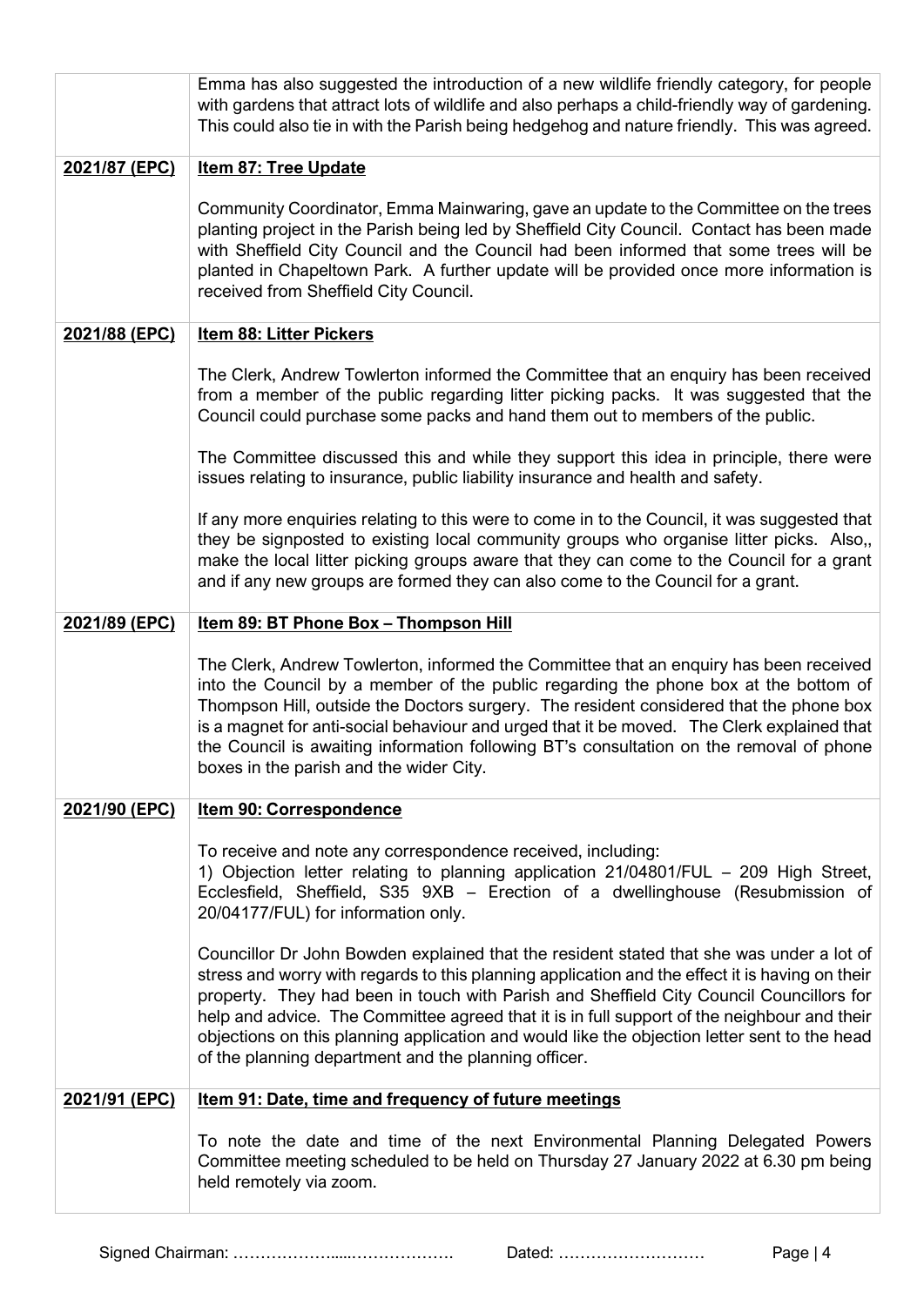| | |
|---|---|
| | Emma has also suggested the introduction of a new wildlife friendly category, for people with gardens that attract lots of wildlife and also perhaps a child-friendly way of gardening. This could also tie in with the Parish being hedgehog and nature friendly. This was agreed. |
| **2021/87 (EPC)** | **Item 87: Tree Update**<br><br>Community Coordinator, Emma Mainwaring, gave an update to the Committee on the trees planting project in the Parish being led by Sheffield City Council. Contact has been made with Sheffield City Council and the Council had been informed that some trees will be planted in Chapeltown Park. A further update will be provided once more information is received from Sheffield City Council. |
| **2021/88 (EPC)** | **Item 88: Litter Pickers**<br><br>The Clerk, Andrew Towlerton informed the Committee that an enquiry has been received from a member of the public regarding litter picking packs. It was suggested that the Council could purchase some packs and hand them out to members of the public.<br><br>The Committee discussed this and while they support this idea in principle, there were issues relating to insurance, public liability insurance and health and safety.<br><br>If any more enquiries relating to this were to come in to the Council, it was suggested that they be signposted to existing local community groups who organise litter picks. Also,, make the local litter picking groups aware that they can come to the Council for a grant and if any new groups are formed they can also come to the Council for a grant. |
| **2021/89 (EPC)** | **Item 89: BT Phone Box – Thompson Hill**<br><br>The Clerk, Andrew Towlerton, informed the Committee that an enquiry has been received into the Council by a member of the public regarding the phone box at the bottom of Thompson Hill, outside the Doctors surgery. The resident considered that the phone box is a magnet for anti-social behaviour and urged that it be moved. The Clerk explained that the Council is awaiting information following BT's consultation on the removal of phone boxes in the parish and the wider City. |
| **2021/90 (EPC)** | **Item 90: Correspondence**<br><br>To receive and note any correspondence received, including:<br>1) Objection letter relating to planning application 21/04801/FUL – 209 High Street, Ecclesfield, Sheffield, S35 9XB – Erection of a dwellinghouse (Resubmission of 20/04177/FUL) for information only.<br><br>Councillor Dr John Bowden explained that the resident stated that she was under a lot of stress and worry with regards to this planning application and the effect it is having on their property. They had been in touch with Parish and Sheffield City Council Councillors for help and advice. The Committee agreed that it is in full support of the neighbour and their objections on this planning application and would like the objection letter sent to the head of the planning department and the planning officer. |
| **2021/91 (EPC)** | **Item 91: Date, time and frequency of future meetings**<br><br>To note the date and time of the next Environmental Planning Delegated Powers Committee meeting scheduled to be held on Thursday 27 January 2022 at 6.30 pm being held remotely via zoom. |

Signed Chairman: ………………....………………. Dated: ………………………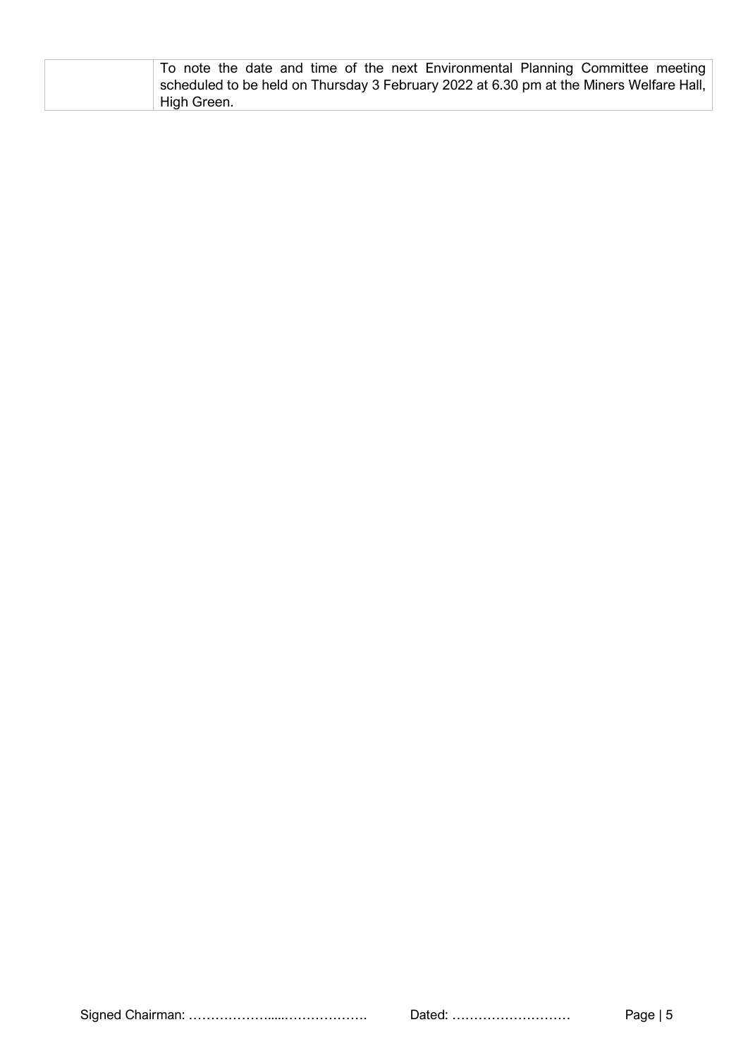| | |
|---|---|
| | To note the date and time of the next Environmental Planning Committee meeting scheduled to be held on Thursday 3 February 2022 at 6.30 pm at the Miners Welfare Hall, High Green. |

Signed Chairman: ……………….....………………. Dated: ………………………